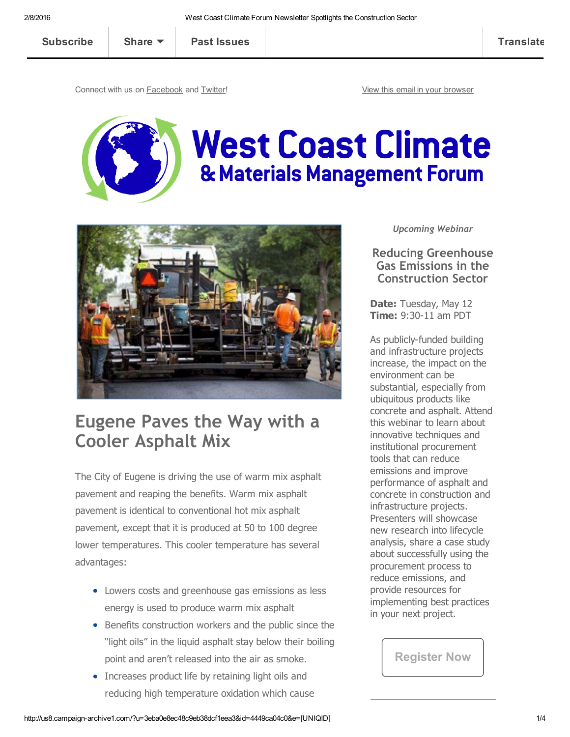Subscribe | Share | Past Issues | Translate

Connect with us on Facebook and Twitter!

View this email in your browser

# West Coast Climate & Materials Management Forum

## Eugene Paves the Way with a Cooler Asphalt Mix

The City of Eugene is driving the use of warm mix asphalt pavement and reaping the benefits. Warm mix asphalt pavement is identical to conventional hot mix asphalt pavement, except that it is produced at 50 to 100 degree lower temperatures. This cooler temperature has several advantages:

- Lowers costs and greenhouse gas emissions as less energy is used to produce warm mix asphalt
- Benefits construction workers and the public since the "light oils" in the liquid asphalt stay below their boiling point and aren't released into the air as smoke.
- Increases product life by retaining light oils and reducing high temperature oxidation which cause

*Upcoming Webinar*

### Reducing Greenhouse Gas Emissions in the Construction Sector

**Date:** Tuesday, May 12
**Time:** 9:30-11 am PDT

As publicly-funded building and infrastructure projects increase, the impact on the environment can be substantial, especially from ubiquitous products like concrete and asphalt. Attend this webinar to learn about innovative techniques and institutional procurement tools that can reduce emissions and improve performance of asphalt and concrete in construction and infrastructure projects. Presenters will showcase new research into lifecycle analysis, share a case study about successfully using the procurement process to reduce emissions, and provide resources for implementing best practices in your next project.

Register Now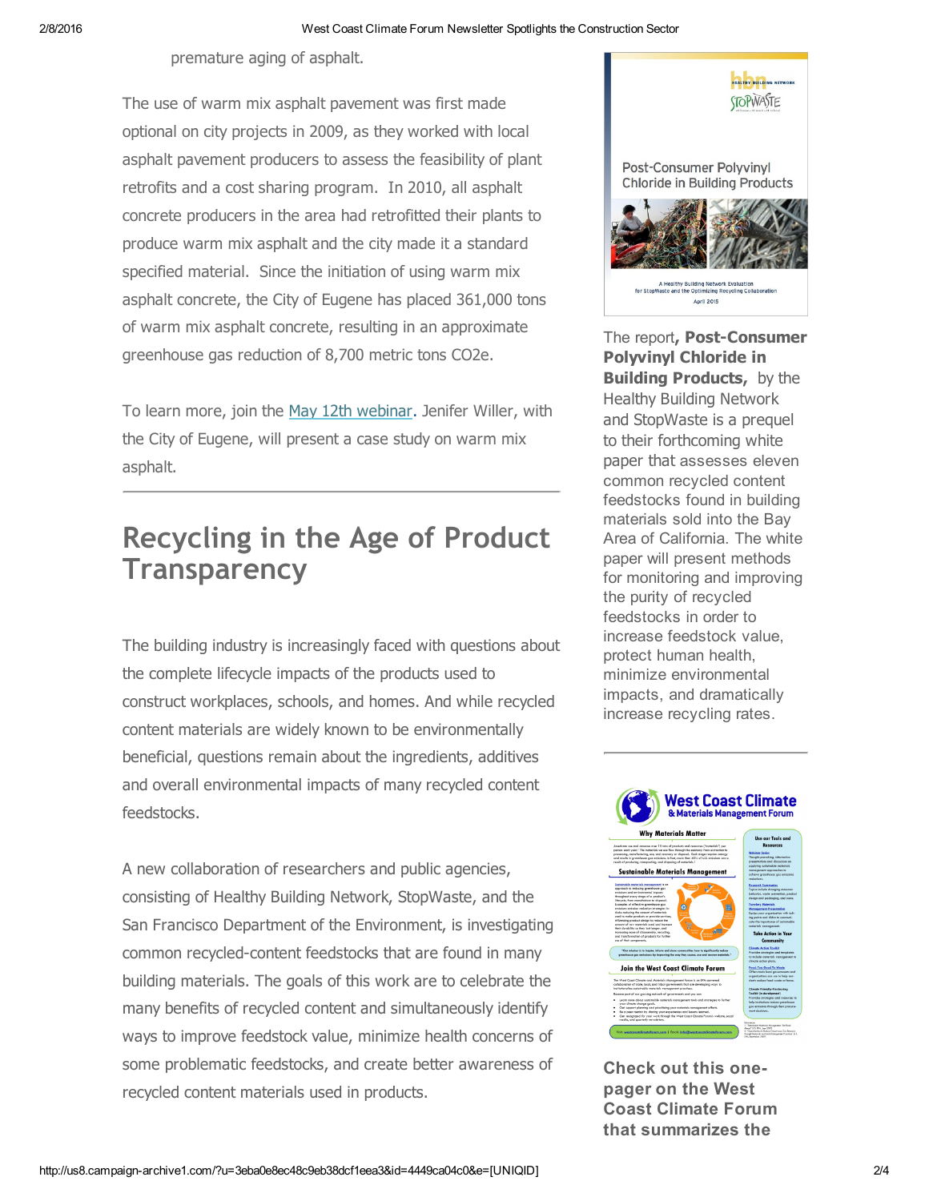premature aging of asphalt.

The use of warm mix asphalt pavement was first made optional on city projects in 2009, as they worked with local asphalt pavement producers to assess the feasibility of plant retrofits and a cost sharing program. In 2010, all asphalt concrete producers in the area had retrofitted their plants to produce warm mix asphalt and the city made it a standard specified material. Since the initiation of using warm mix asphalt concrete, the City of Eugene has placed 361,000 tons of warm mix asphalt concrete, resulting in an approximate greenhouse gas reduction of 8,700 metric tons CO2e.

To learn more, join the May 12th webinar. Jenifer Willer, with the City of Eugene, will present a case study on warm mix asphalt.

## Recycling in the Age of Product Transparency

The building industry is increasingly faced with questions about the complete lifecycle impacts of the products used to construct workplaces, schools, and homes. And while recycled content materials are widely known to be environmentally beneficial, questions remain about the ingredients, additives and overall environmental impacts of many recycled content feedstocks.

A new collaboration of researchers and public agencies, consisting of Healthy Building Network, StopWaste, and the San Francisco Department of the Environment, is investigating common recycled-content feedstocks that are found in many building materials. The goals of this work are to celebrate the many benefits of recycled content and simultaneously identify ways to improve feedstock value, minimize health concerns of some problematic feedstocks, and create better awareness of recycled content materials used in products.

The report**, Post-Consumer Polyvinyl Chloride in Building Products,** by the Healthy Building Network and StopWaste is a prequel to their forthcoming white paper that assesses eleven common recycled content feedstocks found in building materials sold into the Bay Area of California. The white paper will present methods for monitoring and improving the purity of recycled feedstocks in order to increase feedstock value, protect human health, minimize environmental impacts, and dramatically increase recycling rates.

**Check out this one-pager on the West Coast Climate Forum that summarizes the**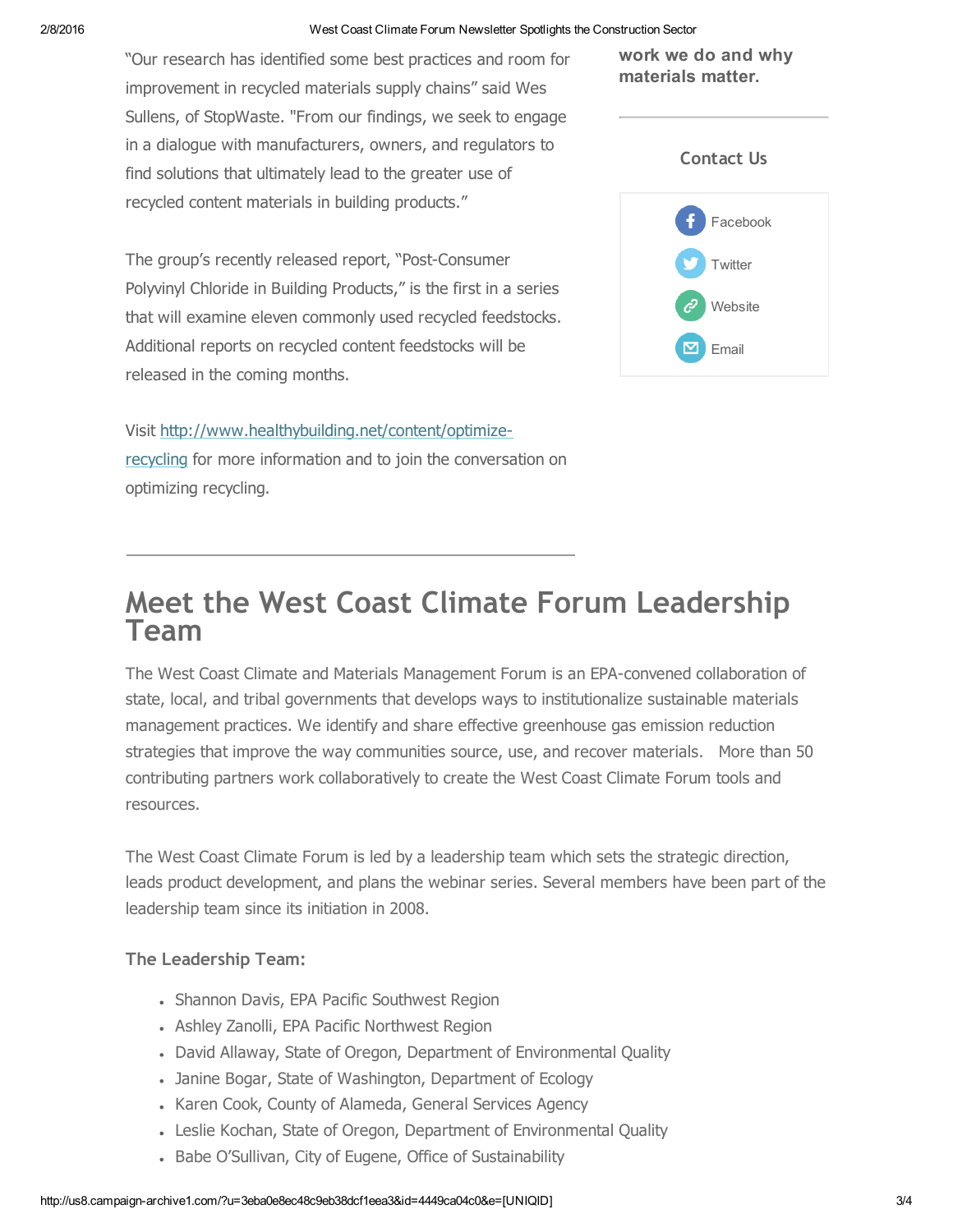"Our research has identified some best practices and room for improvement in recycled materials supply chains" said Wes Sullens, of StopWaste. "From our findings, we seek to engage in a dialogue with manufacturers, owners, and regulators to find solutions that ultimately lead to the greater use of recycled content materials in building products."

The group's recently released report, "Post-Consumer Polyvinyl Chloride in Building Products," is the first in a series that will examine eleven commonly used recycled feedstocks. Additional reports on recycled content feedstocks will be released in the coming months.

Visit http://www.healthybuilding.net/content/optimize-recycling for more information and to join the conversation on optimizing recycling.

**work we do and why materials matter.**

### Contact Us

- Facebook
- Twitter
- Website
- Email

---

# Meet the West Coast Climate Forum Leadership Team

The West Coast Climate and Materials Management Forum is an EPA-convened collaboration of state, local, and tribal governments that develops ways to institutionalize sustainable materials management practices. We identify and share effective greenhouse gas emission reduction strategies that improve the way communities source, use, and recover materials. More than 50 contributing partners work collaboratively to create the West Coast Climate Forum tools and resources.

The West Coast Climate Forum is led by a leadership team which sets the strategic direction, leads product development, and plans the webinar series. Several members have been part of the leadership team since its initiation in 2008.

### The Leadership Team:

- Shannon Davis, EPA Pacific Southwest Region
- Ashley Zanolli, EPA Pacific Northwest Region
- David Allaway, State of Oregon, Department of Environmental Quality
- Janine Bogar, State of Washington, Department of Ecology
- Karen Cook, County of Alameda, General Services Agency
- Leslie Kochan, State of Oregon, Department of Environmental Quality
- Babe O'Sullivan, City of Eugene, Office of Sustainability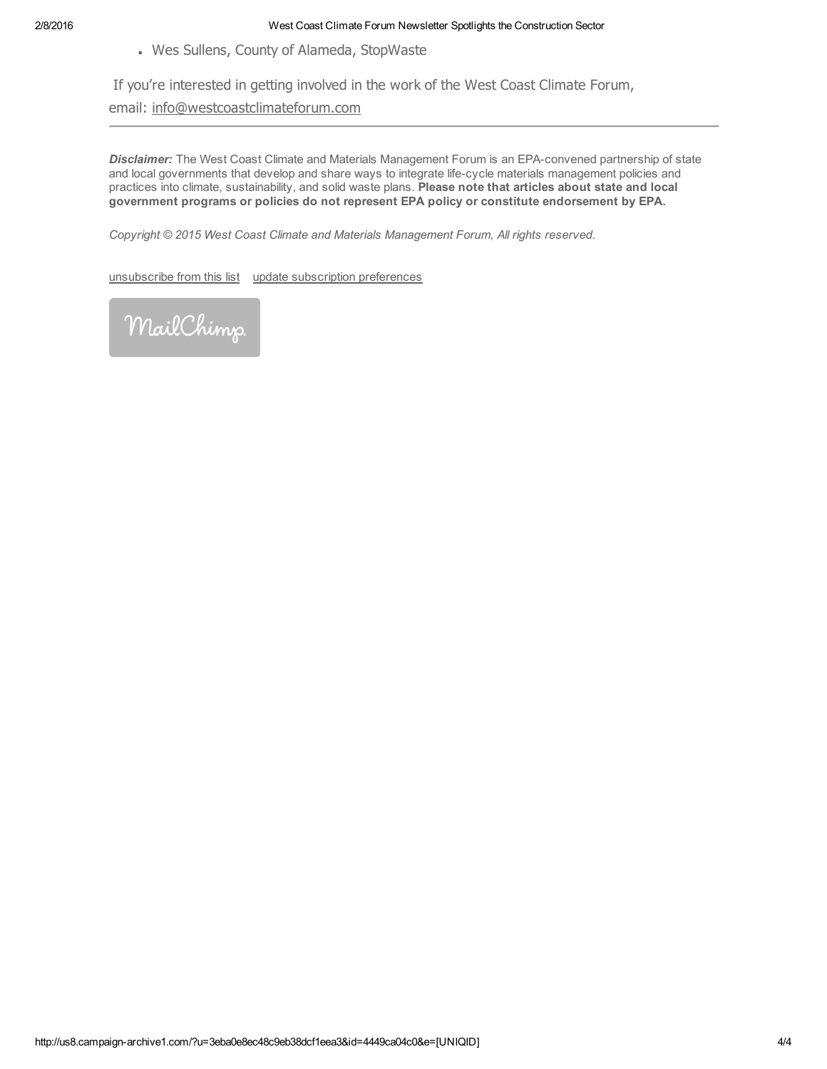- Wes Sullens, County of Alameda, StopWaste

If you're interested in getting involved in the work of the West Coast Climate Forum, email: info@westcoastclimateforum.com

---

***Disclaimer:*** The West Coast Climate and Materials Management Forum is an EPA-convened partnership of state and local governments that develop and share ways to integrate life-cycle materials management policies and practices into climate, sustainability, and solid waste plans. **Please note that articles about state and local government programs or policies do not represent EPA policy or constitute endorsement by EPA.**

*Copyright © 2015 West Coast Climate and Materials Management Forum, All rights reserved.*

unsubscribe from this list    update subscription preferences

MailChimp